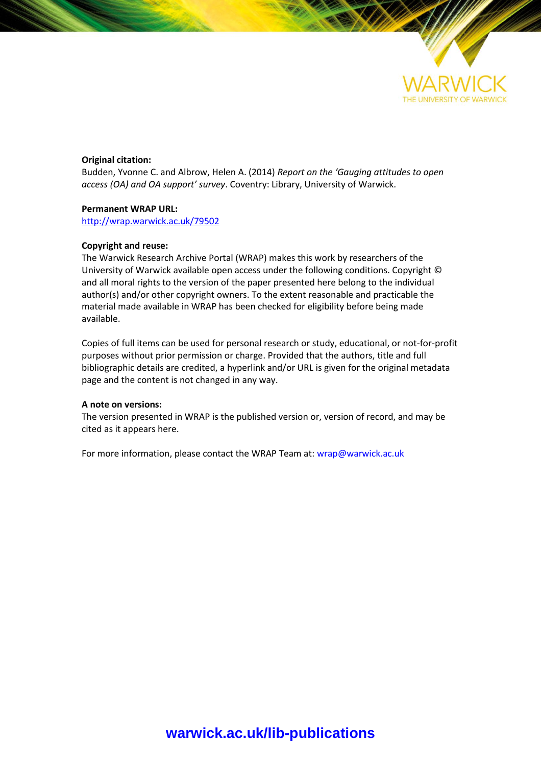**Original citation:**
Budden, Yvonne C. and Albrow, Helen A. (2014) *Report on the 'Gauging attitudes to open access (OA) and OA support' survey*. Coventry: Library, University of Warwick.

**Permanent WRAP URL:**
http://wrap.warwick.ac.uk/79502

**Copyright and reuse:**
The Warwick Research Archive Portal (WRAP) makes this work by researchers of the University of Warwick available open access under the following conditions. Copyright © and all moral rights to the version of the paper presented here belong to the individual author(s) and/or other copyright owners. To the extent reasonable and practicable the material made available in WRAP has been checked for eligibility before being made available.

Copies of full items can be used for personal research or study, educational, or not-for-profit purposes without prior permission or charge. Provided that the authors, title and full bibliographic details are credited, a hyperlink and/or URL is given for the original metadata page and the content is not changed in any way.

**A note on versions:**
The version presented in WRAP is the published version or, version of record, and may be cited as it appears here.

For more information, please contact the WRAP Team at: wrap@warwick.ac.uk

**warwick.ac.uk/lib-publications**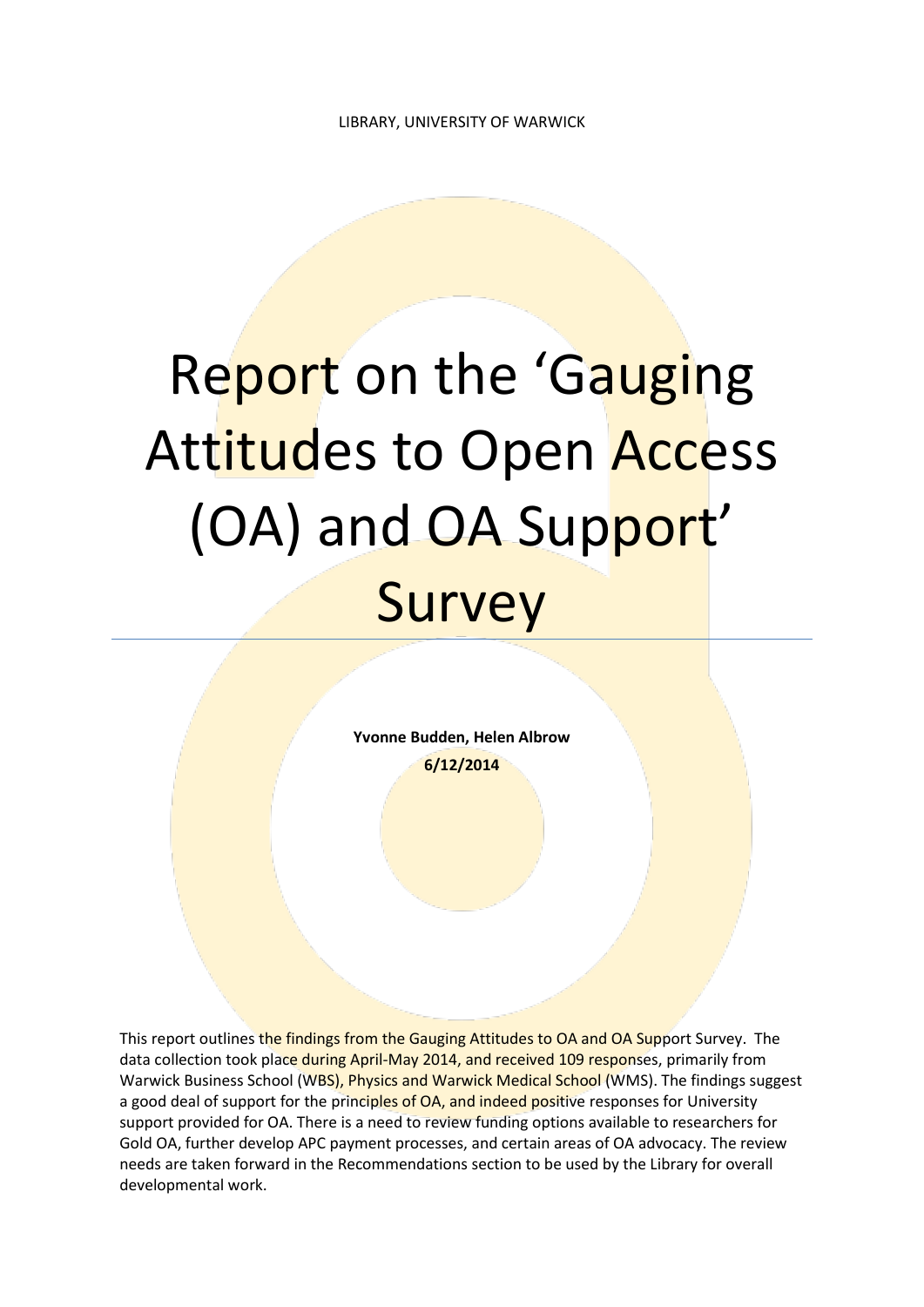LIBRARY, UNIVERSITY OF WARWICK

# Report on the 'Gauging Attitudes to Open Access (OA) and OA Support' Survey

**Yvonne Budden, Helen Albrow**

**6/12/2014**

This report outlines the findings from the Gauging Attitudes to OA and OA Support Survey. The data collection took place during April-May 2014, and received 109 responses, primarily from Warwick Business School (WBS), Physics and Warwick Medical School (WMS). The findings suggest a good deal of support for the principles of OA, and indeed positive responses for University support provided for OA. There is a need to review funding options available to researchers for Gold OA, further develop APC payment processes, and certain areas of OA advocacy. The review needs are taken forward in the Recommendations section to be used by the Library for overall developmental work.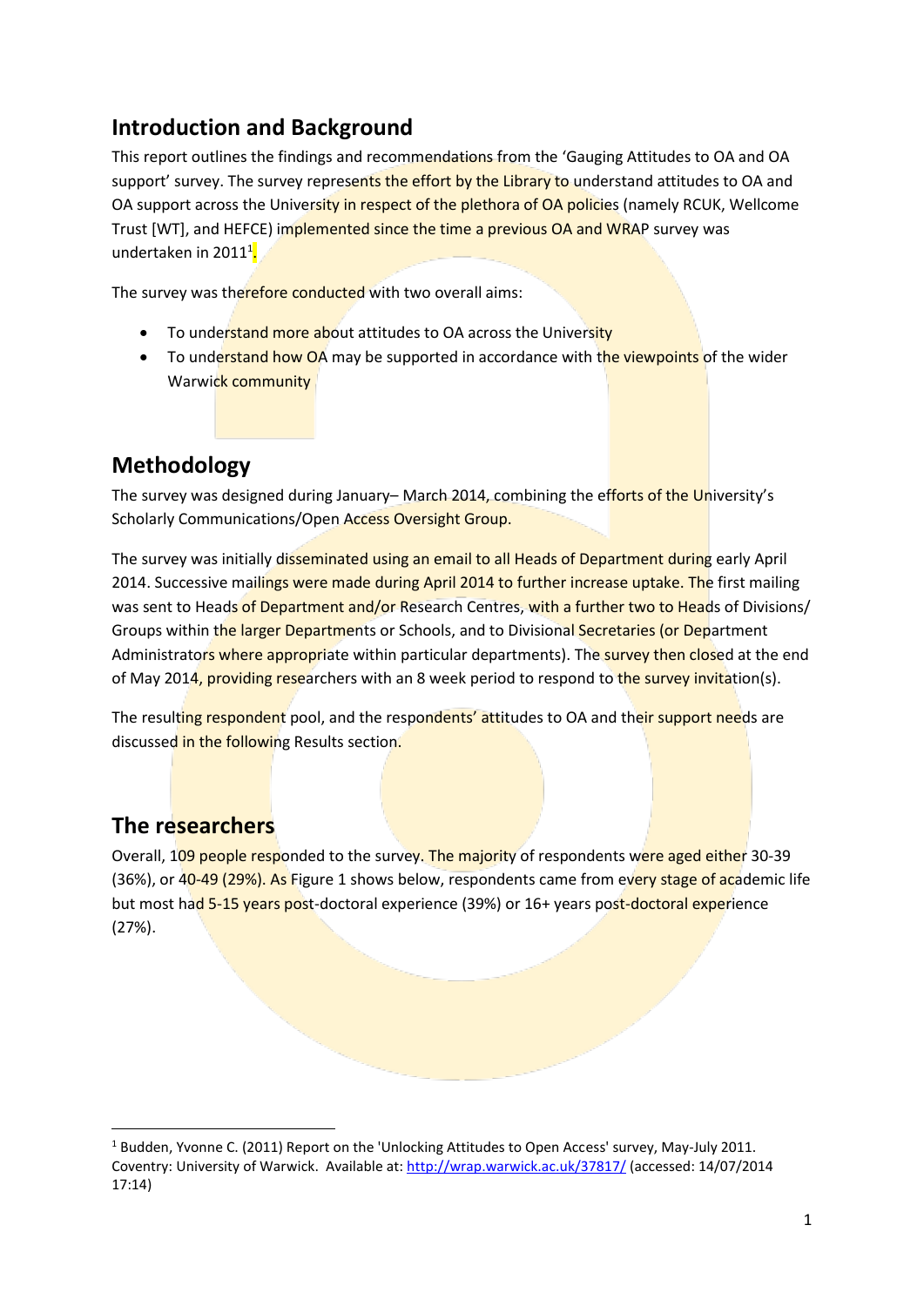## Introduction and Background

This report outlines the findings and recommendations from the 'Gauging Attitudes to OA and OA support' survey. The survey represents the effort by the Library to understand attitudes to OA and OA support across the University in respect of the plethora of OA policies (namely RCUK, Wellcome Trust [WT], and HEFCE) implemented since the time a previous OA and WRAP survey was undertaken in 2011[1].

The survey was therefore conducted with two overall aims:

- To understand more about attitudes to OA across the University
- To understand how OA may be supported in accordance with the viewpoints of the wider Warwick community

## Methodology

The survey was designed during January– March 2014, combining the efforts of the University's Scholarly Communications/Open Access Oversight Group.

The survey was initially disseminated using an email to all Heads of Department during early April 2014. Successive mailings were made during April 2014 to further increase uptake. The first mailing was sent to Heads of Department and/or Research Centres, with a further two to Heads of Divisions/ Groups within the larger Departments or Schools, and to Divisional Secretaries (or Department Administrators where appropriate within particular departments). The survey then closed at the end of May 2014, providing researchers with an 8 week period to respond to the survey invitation(s).

The resulting respondent pool, and the respondents' attitudes to OA and their support needs are discussed in the following Results section.

## The researchers

Overall, 109 people responded to the survey. The majority of respondents were aged either 30-39 (36%), or 40-49 (29%). As Figure 1 shows below, respondents came from every stage of academic life but most had 5-15 years post-doctoral experience (39%) or 16+ years post-doctoral experience (27%).

[1] Budden, Yvonne C. (2011) Report on the 'Unlocking Attitudes to Open Access' survey, May-July 2011. Coventry: University of Warwick. Available at: http://wrap.warwick.ac.uk/37817/ (accessed: 14/07/2014 17:14)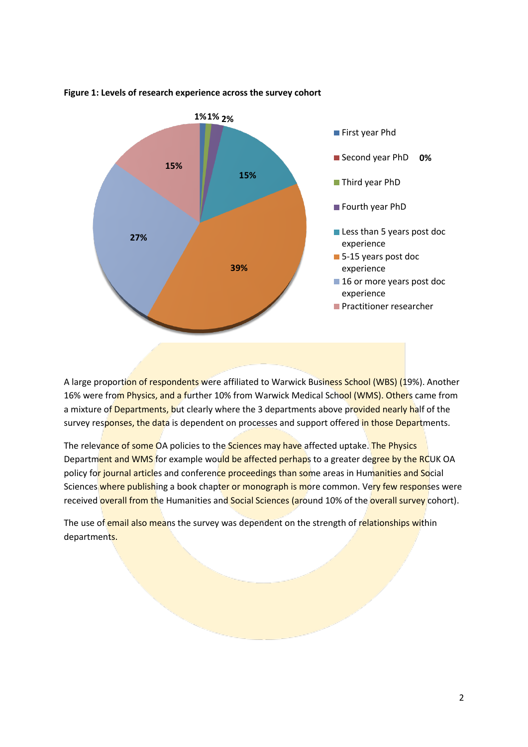**Figure 1: Levels of research experience across the survey cohort**

| Level of research experience | % |
|---|---|
| First year Phd | 1% |
| Second year PhD | 0% |
| Third year PhD | 1% |
| Fourth year PhD | 2% |
| Less than 5 years post doc experience | 15% |
| 5-15 years post doc experience | 39% |
| 16 or more years post doc experience | 27% |
| Practitioner researcher | 15% |

A large proportion of respondents were affiliated to Warwick Business School (WBS) (19%). Another 16% were from Physics, and a further 10% from Warwick Medical School (WMS). Others came from a mixture of Departments, but clearly where the 3 departments above provided nearly half of the survey responses, the data is dependent on processes and support offered in those Departments.

The relevance of some OA policies to the Sciences may have affected uptake. The Physics Department and WMS for example would be affected perhaps to a greater degree by the RCUK OA policy for journal articles and conference proceedings than some areas in Humanities and Social Sciences where publishing a book chapter or monograph is more common. Very few responses were received overall from the Humanities and Social Sciences (around 10% of the overall survey cohort).

The use of email also means the survey was dependent on the strength of relationships within departments.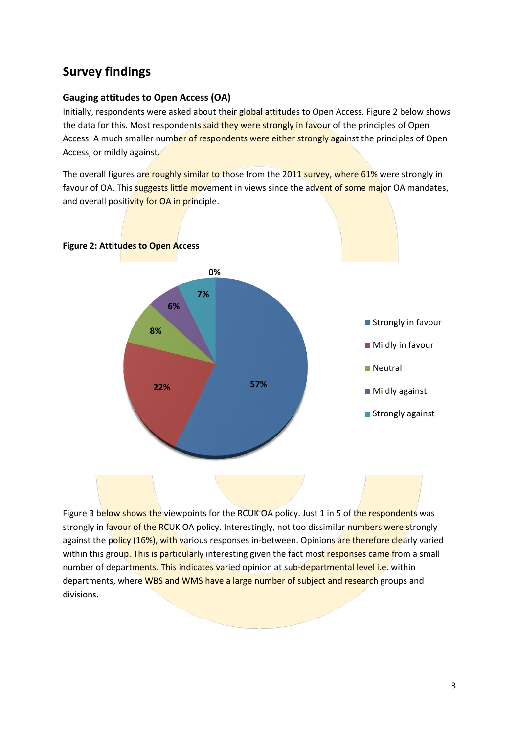## Survey findings

### Gauging attitudes to Open Access (OA)

Initially, respondents were asked about their global attitudes to Open Access. Figure 2 below shows the data for this. Most respondents said they were strongly in favour of the principles of Open Access. A much smaller number of respondents were either strongly against the principles of Open Access, or mildly against.

The overall figures are roughly similar to those from the 2011 survey, where 61% were strongly in favour of OA. This suggests little movement in views since the advent of some major OA mandates, and overall positivity for OA in principle.

**Figure 2: Attitudes to Open Access**

Figure 3 below shows the viewpoints for the RCUK OA policy. Just 1 in 5 of the respondents was strongly in favour of the RCUK OA policy. Interestingly, not too dissimilar numbers were strongly against the policy (16%), with various responses in-between. Opinions are therefore clearly varied within this group. This is particularly interesting given the fact most responses came from a small number of departments. This indicates varied opinion at sub-departmental level i.e. within departments, where WBS and WMS have a large number of subject and research groups and divisions.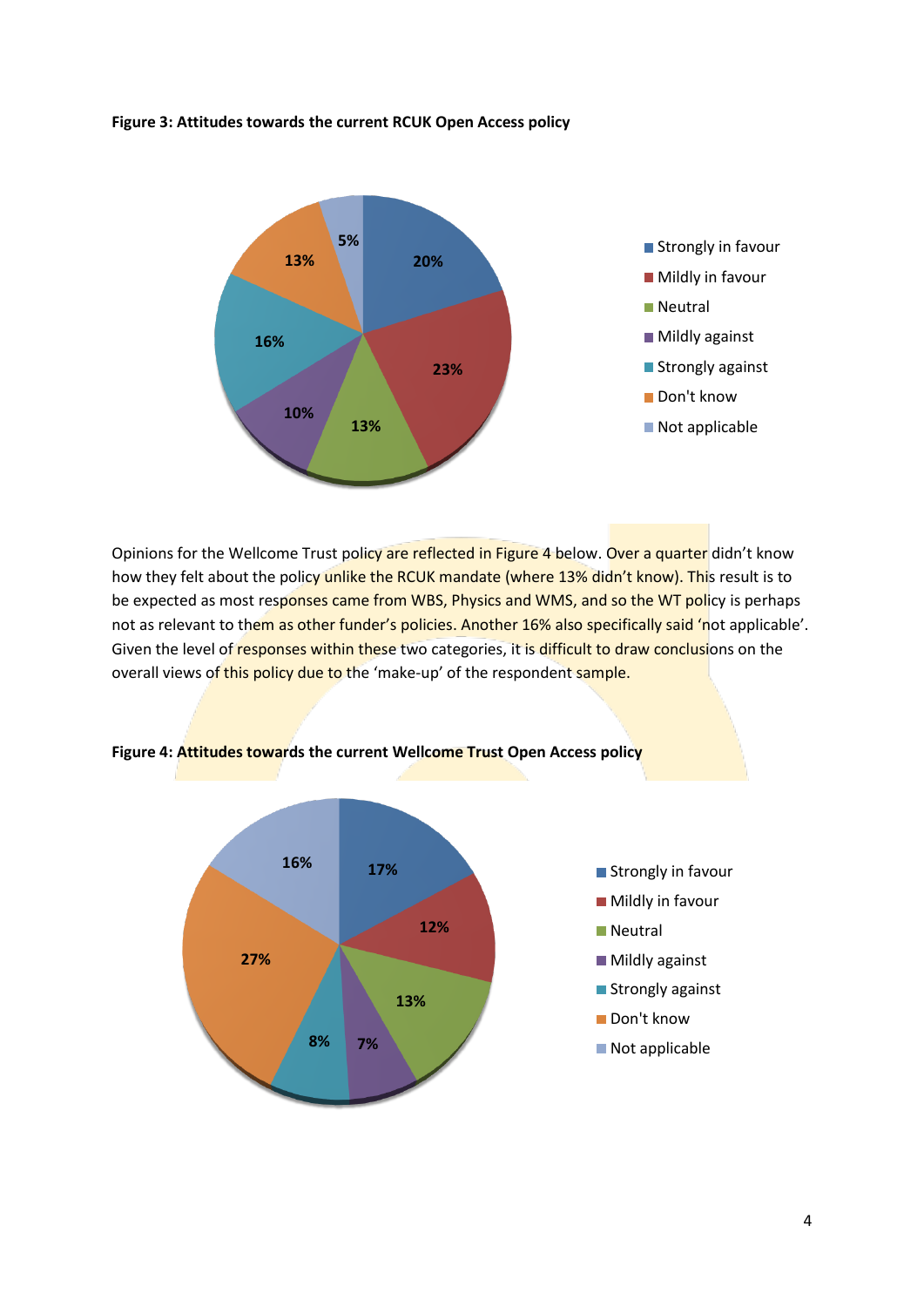**Figure 3: Attitudes towards the current RCUK Open Access policy**

| Response | Percentage |
| --- | --- |
| Strongly in favour | 20% |
| Mildly in favour | 23% |
| Neutral | 13% |
| Mildly against | 10% |
| Strongly against | 16% |
| Don't know | 13% |
| Not applicable | 5% |

Opinions for the Wellcome Trust policy are reflected in Figure 4 below. Over a quarter didn't know how they felt about the policy unlike the RCUK mandate (where 13% didn't know). This result is to be expected as most responses came from WBS, Physics and WMS, and so the WT policy is perhaps not as relevant to them as other funder's policies. Another 16% also specifically said 'not applicable'. Given the level of responses within these two categories, it is difficult to draw conclusions on the overall views of this policy due to the 'make-up' of the respondent sample.

**Figure 4: Attitudes towards the current Wellcome Trust Open Access policy**

| Response | Percentage |
| --- | --- |
| Strongly in favour | 17% |
| Mildly in favour | 12% |
| Neutral | 13% |
| Mildly against | 7% |
| Strongly against | 8% |
| Don't know | 27% |
| Not applicable | 16% |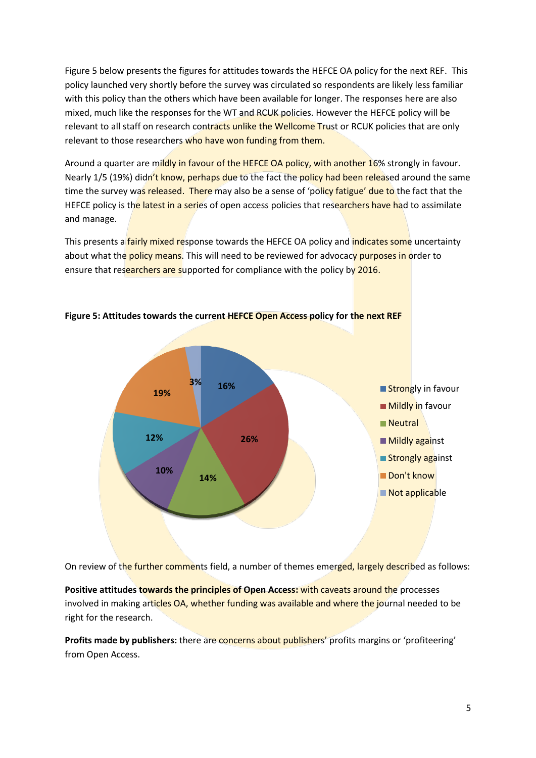Figure 5 below presents the figures for attitudes towards the HEFCE OA policy for the next REF. This policy launched very shortly before the survey was circulated so respondents are likely less familiar with this policy than the others which have been available for longer. The responses here are also mixed, much like the responses for the WT and RCUK policies. However the HEFCE policy will be relevant to all staff on research contracts unlike the Wellcome Trust or RCUK policies that are only relevant to those researchers who have won funding from them.

Around a quarter are mildly in favour of the HEFCE OA policy, with another 16% strongly in favour. Nearly 1/5 (19%) didn't know, perhaps due to the fact the policy had been released around the same time the survey was released. There may also be a sense of 'policy fatigue' due to the fact that the HEFCE policy is the latest in a series of open access policies that researchers have had to assimilate and manage.

This presents a fairly mixed response towards the HEFCE OA policy and indicates some uncertainty about what the policy means. This will need to be reviewed for advocacy purposes in order to ensure that researchers are supported for compliance with the policy by 2016.

**Figure 5: Attitudes towards the current HEFCE Open Access policy for the next REF**

| Response | Percentage |
|---|---|
| Strongly in favour | 16% |
| Mildly in favour | 26% |
| Neutral | 14% |
| Mildly against | 10% |
| Strongly against | 12% |
| Don't know | 19% |
| Not applicable | 3% |

On review of the further comments field, a number of themes emerged, largely described as follows:

**Positive attitudes towards the principles of Open Access:** with caveats around the processes involved in making articles OA, whether funding was available and where the journal needed to be right for the research.

**Profits made by publishers:** there are concerns about publishers' profits margins or 'profiteering' from Open Access.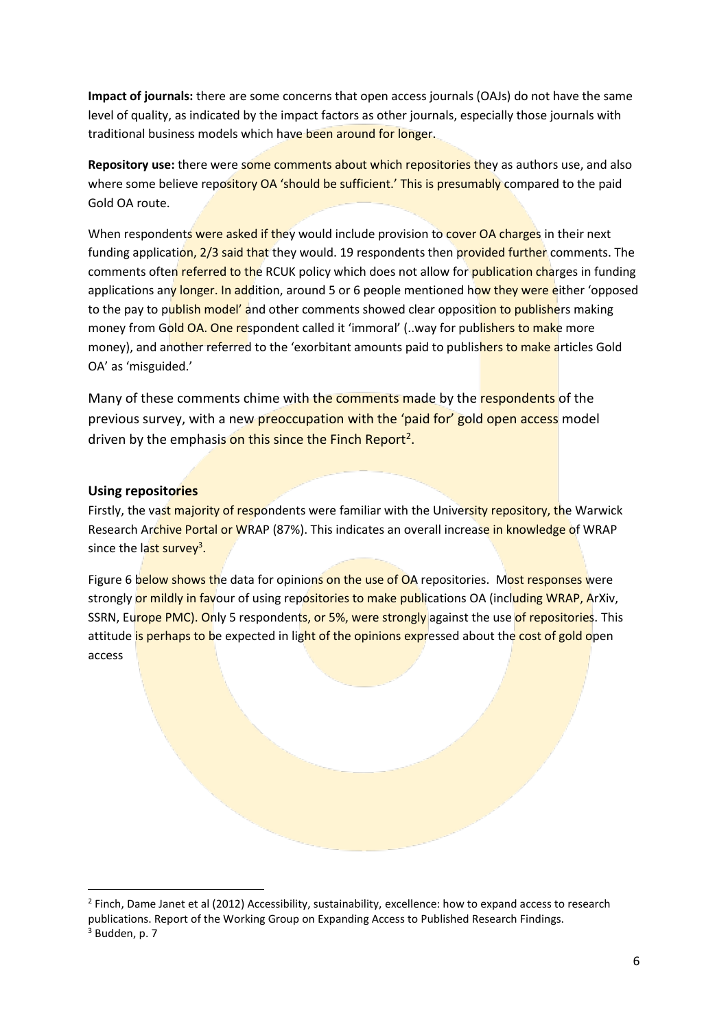**Impact of journals:** there are some concerns that open access journals (OAJs) do not have the same level of quality, as indicated by the impact factors as other journals, especially those journals with traditional business models which have been around for longer.

**Repository use:** there were some comments about which repositories they as authors use, and also where some believe repository OA 'should be sufficient.' This is presumably compared to the paid Gold OA route.

When respondents were asked if they would include provision to cover OA charges in their next funding application, 2/3 said that they would. 19 respondents then provided further comments. The comments often referred to the RCUK policy which does not allow for publication charges in funding applications any longer. In addition, around 5 or 6 people mentioned how they were either 'opposed to the pay to publish model' and other comments showed clear opposition to publishers making money from Gold OA. One respondent called it 'immoral' (..way for publishers to make more money), and another referred to the 'exorbitant amounts paid to publishers to make articles Gold OA' as 'misguided.'

Many of these comments chime with the comments made by the respondents of the previous survey, with a new preoccupation with the 'paid for' gold open access model driven by the emphasis on this since the Finch Report[2].

## Using repositories

Firstly, the vast majority of respondents were familiar with the University repository, the Warwick Research Archive Portal or WRAP (87%). This indicates an overall increase in knowledge of WRAP since the last survey[3].

Figure 6 below shows the data for opinions on the use of OA repositories. Most responses were strongly or mildly in favour of using repositories to make publications OA (including WRAP, ArXiv, SSRN, Europe PMC). Only 5 respondents, or 5%, were strongly against the use of repositories. This attitude is perhaps to be expected in light of the opinions expressed about the cost of gold open access

[2] Finch, Dame Janet et al (2012) Accessibility, sustainability, excellence: how to expand access to research publications. Report of the Working Group on Expanding Access to Published Research Findings.

[3] Budden, p. 7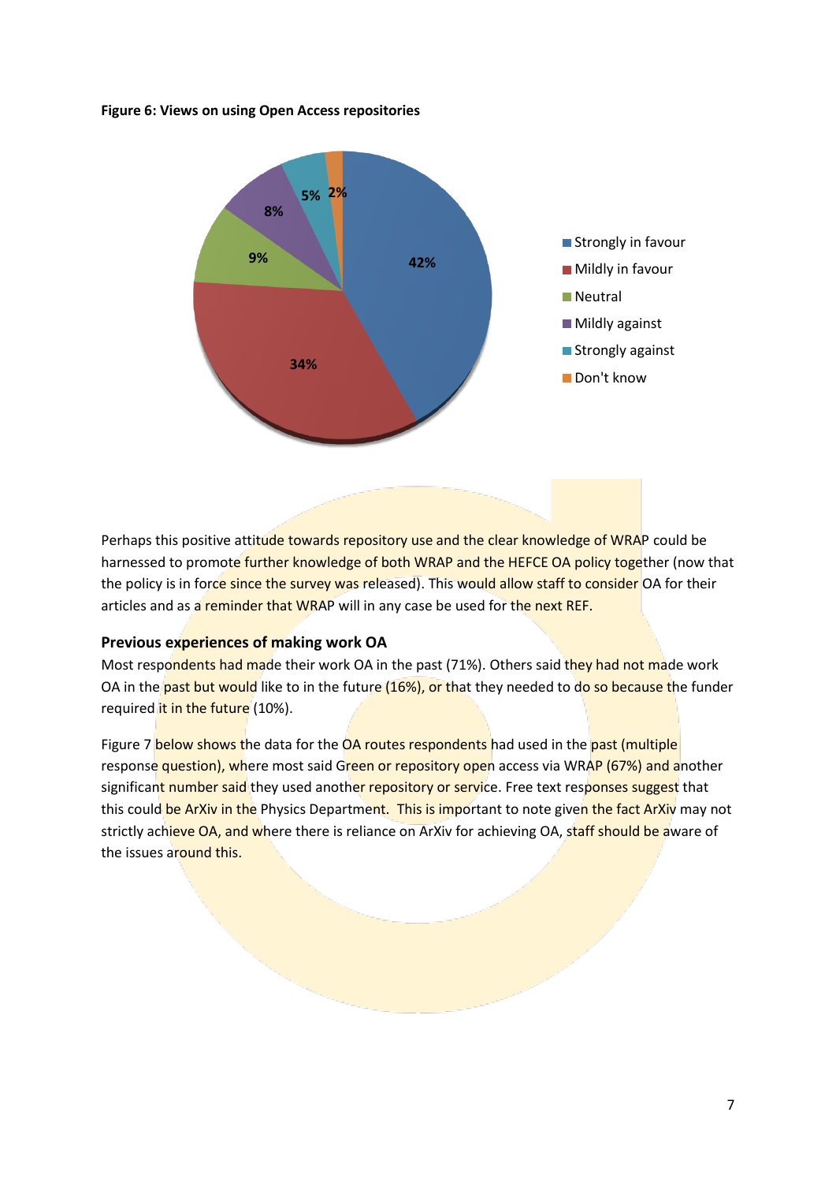**Figure 6: Views on using Open Access repositories**

| Response | Percentage |
|---|---|
| Strongly in favour | 42% |
| Mildly in favour | 34% |
| Neutral | 9% |
| Mildly against | 8% |
| Strongly against | 5% |
| Don't know | 2% |

Perhaps this positive attitude towards repository use and the clear knowledge of WRAP could be harnessed to promote further knowledge of both WRAP and the HEFCE OA policy together (now that the policy is in force since the survey was released). This would allow staff to consider OA for their articles and as a reminder that WRAP will in any case be used for the next REF.

### Previous experiences of making work OA

Most respondents had made their work OA in the past (71%). Others said they had not made work OA in the past but would like to in the future (16%), or that they needed to do so because the funder required it in the future (10%).

Figure 7 below shows the data for the OA routes respondents had used in the past (multiple response question), where most said Green or repository open access via WRAP (67%) and another significant number said they used another repository or service. Free text responses suggest that this could be ArXiv in the Physics Department. This is important to note given the fact ArXiv may not strictly achieve OA, and where there is reliance on ArXiv for achieving OA, staff should be aware of the issues around this.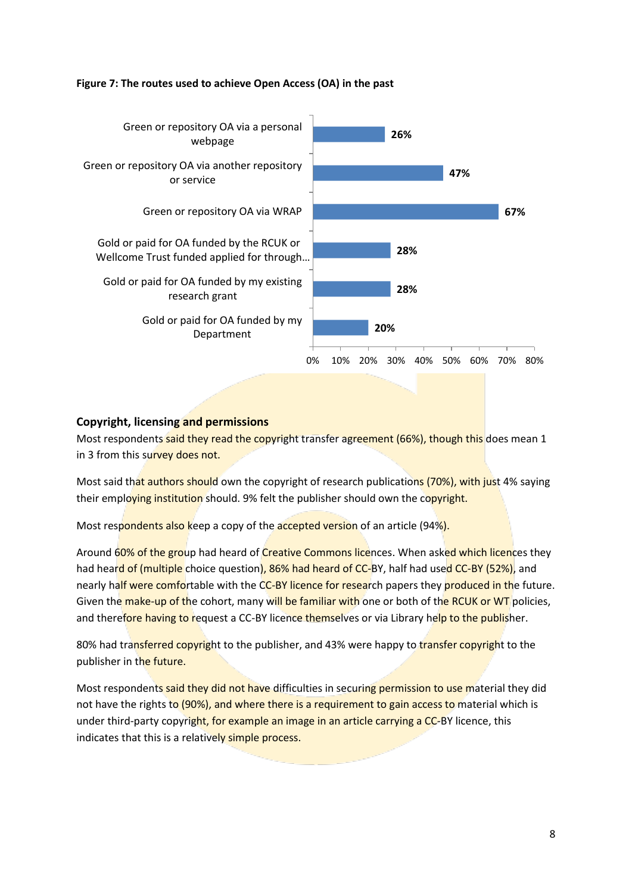**Figure 7: The routes used to achieve Open Access (OA) in the past**

| Route | Percentage |
|---|---|
| Green or repository OA via a personal webpage | 26% |
| Green or repository OA via another repository or service | 47% |
| Green or repository OA via WRAP | 67% |
| Gold or paid for OA funded by the RCUK or Wellcome Trust funded applied for through… | 28% |
| Gold or paid for OA funded by my existing research grant | 28% |
| Gold or paid for OA funded by my Department | 20% |

## Copyright, licensing and permissions

Most respondents said they read the copyright transfer agreement (66%), though this does mean 1 in 3 from this survey does not.

Most said that authors should own the copyright of research publications (70%), with just 4% saying their employing institution should. 9% felt the publisher should own the copyright.

Most respondents also keep a copy of the accepted version of an article (94%).

Around 60% of the group had heard of Creative Commons licences. When asked which licences they had heard of (multiple choice question), 86% had heard of CC-BY, half had used CC-BY (52%), and nearly half were comfortable with the CC-BY licence for research papers they produced in the future. Given the make-up of the cohort, many will be familiar with one or both of the RCUK or WT policies, and therefore having to request a CC-BY licence themselves or via Library help to the publisher.

80% had transferred copyright to the publisher, and 43% were happy to transfer copyright to the publisher in the future.

Most respondents said they did not have difficulties in securing permission to use material they did not have the rights to (90%), and where there is a requirement to gain access to material which is under third-party copyright, for example an image in an article carrying a CC-BY licence, this indicates that this is a relatively simple process.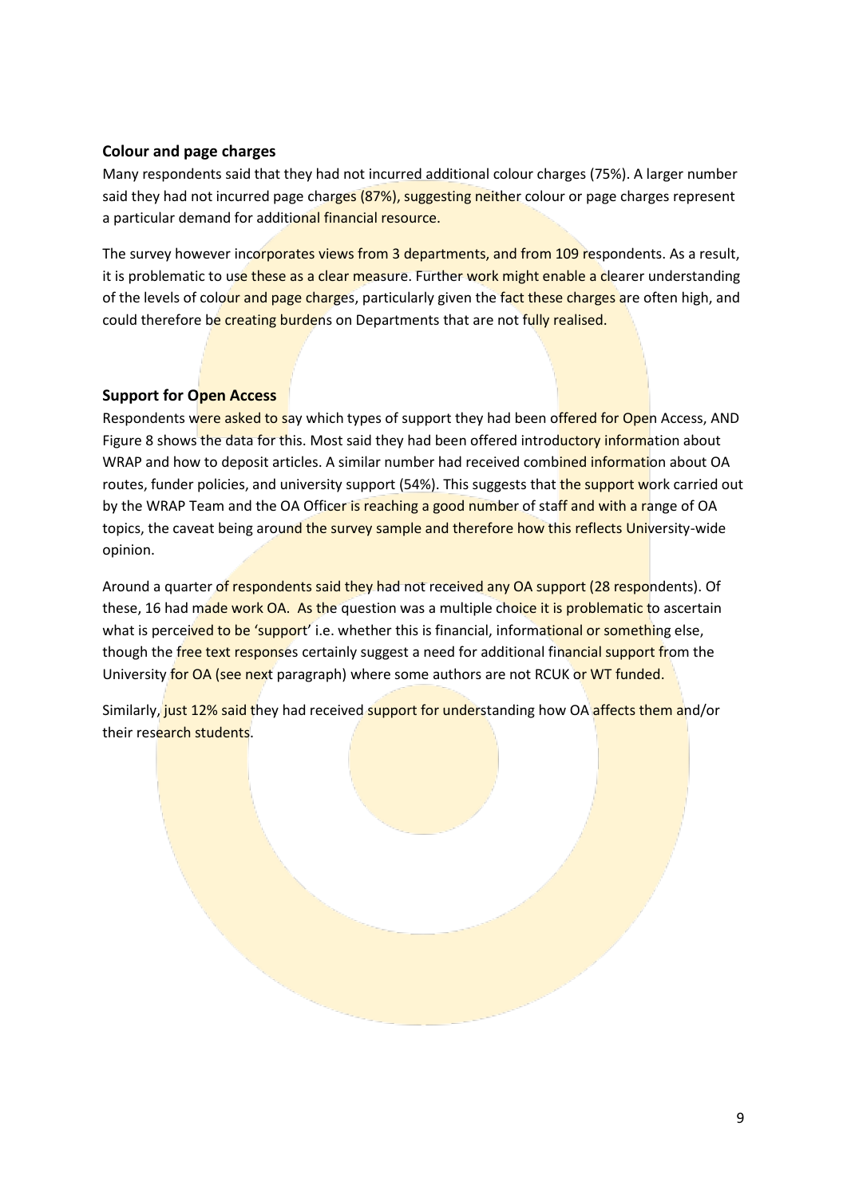## Colour and page charges

Many respondents said that they had not incurred additional colour charges (75%). A larger number said they had not incurred page charges (87%), suggesting neither colour or page charges represent a particular demand for additional financial resource.

The survey however incorporates views from 3 departments, and from 109 respondents. As a result, it is problematic to use these as a clear measure. Further work might enable a clearer understanding of the levels of colour and page charges, particularly given the fact these charges are often high, and could therefore be creating burdens on Departments that are not fully realised.

## Support for Open Access

Respondents were asked to say which types of support they had been offered for Open Access, AND Figure 8 shows the data for this. Most said they had been offered introductory information about WRAP and how to deposit articles. A similar number had received combined information about OA routes, funder policies, and university support (54%). This suggests that the support work carried out by the WRAP Team and the OA Officer is reaching a good number of staff and with a range of OA topics, the caveat being around the survey sample and therefore how this reflects University-wide opinion.

Around a quarter of respondents said they had not received any OA support (28 respondents). Of these, 16 had made work OA. As the question was a multiple choice it is problematic to ascertain what is perceived to be 'support' i.e. whether this is financial, informational or something else, though the free text responses certainly suggest a need for additional financial support from the University for OA (see next paragraph) where some authors are not RCUK or WT funded.

Similarly, just 12% said they had received support for understanding how OA affects them and/or their research students.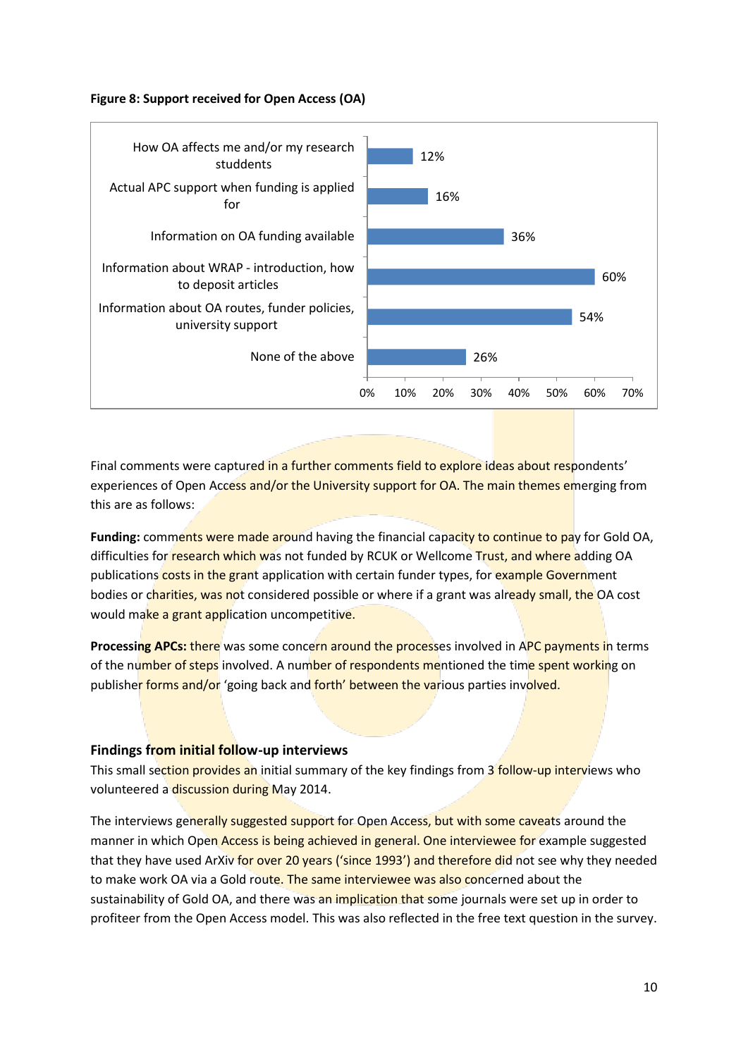**Figure 8: Support received for Open Access (OA)**

| Support | Percentage |
|---|---|
| How OA affects me and/or my research studdents | 12% |
| Actual APC support when funding is applied for | 16% |
| Information on OA funding available | 36% |
| Information about WRAP - introduction, how to deposit articles | 60% |
| Information about OA routes, funder policies, university support | 54% |
| None of the above | 26% |

Final comments were captured in a further comments field to explore ideas about respondents' experiences of Open Access and/or the University support for OA. The main themes emerging from this are as follows:

**Funding:** comments were made around having the financial capacity to continue to pay for Gold OA, difficulties for research which was not funded by RCUK or Wellcome Trust, and where adding OA publications costs in the grant application with certain funder types, for example Government bodies or charities, was not considered possible or where if a grant was already small, the OA cost would make a grant application uncompetitive.

**Processing APCs:** there was some concern around the processes involved in APC payments in terms of the number of steps involved. A number of respondents mentioned the time spent working on publisher forms and/or 'going back and forth' between the various parties involved.

### Findings from initial follow-up interviews

This small section provides an initial summary of the key findings from 3 follow-up interviews who volunteered a discussion during May 2014.

The interviews generally suggested support for Open Access, but with some caveats around the manner in which Open Access is being achieved in general. One interviewee for example suggested that they have used ArXiv for over 20 years ('since 1993') and therefore did not see why they needed to make work OA via a Gold route. The same interviewee was also concerned about the sustainability of Gold OA, and there was an implication that some journals were set up in order to profiteer from the Open Access model. This was also reflected in the free text question in the survey.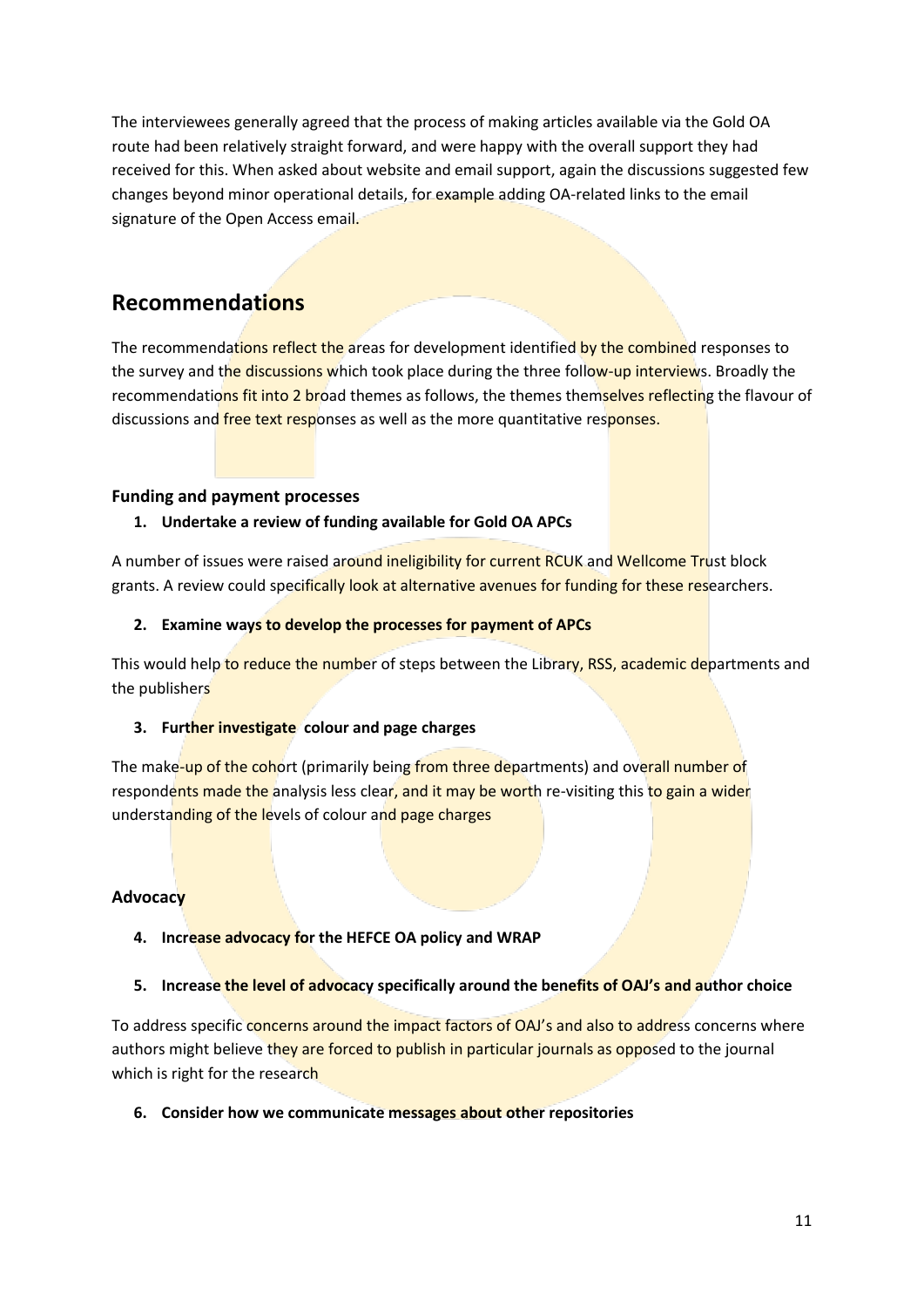The interviewees generally agreed that the process of making articles available via the Gold OA route had been relatively straight forward, and were happy with the overall support they had received for this. When asked about website and email support, again the discussions suggested few changes beyond minor operational details, for example adding OA-related links to the email signature of the Open Access email.

## Recommendations

The recommendations reflect the areas for development identified by the combined responses to the survey and the discussions which took place during the three follow-up interviews. Broadly the recommendations fit into 2 broad themes as follows, the themes themselves reflecting the flavour of discussions and free text responses as well as the more quantitative responses.

### Funding and payment processes

1. **Undertake a review of funding available for Gold OA APCs**

A number of issues were raised around ineligibility for current RCUK and Wellcome Trust block grants. A review could specifically look at alternative avenues for funding for these researchers.

2. **Examine ways to develop the processes for payment of APCs**

This would help to reduce the number of steps between the Library, RSS, academic departments and the publishers

3. **Further investigate colour and page charges**

The make-up of the cohort (primarily being from three departments) and overall number of respondents made the analysis less clear, and it may be worth re-visiting this to gain a wider understanding of the levels of colour and page charges

### Advocacy

4. **Increase advocacy for the HEFCE OA policy and WRAP**

5. **Increase the level of advocacy specifically around the benefits of OAJ's and author choice**

To address specific concerns around the impact factors of OAJ's and also to address concerns where authors might believe they are forced to publish in particular journals as opposed to the journal which is right for the research

6. **Consider how we communicate messages about other repositories**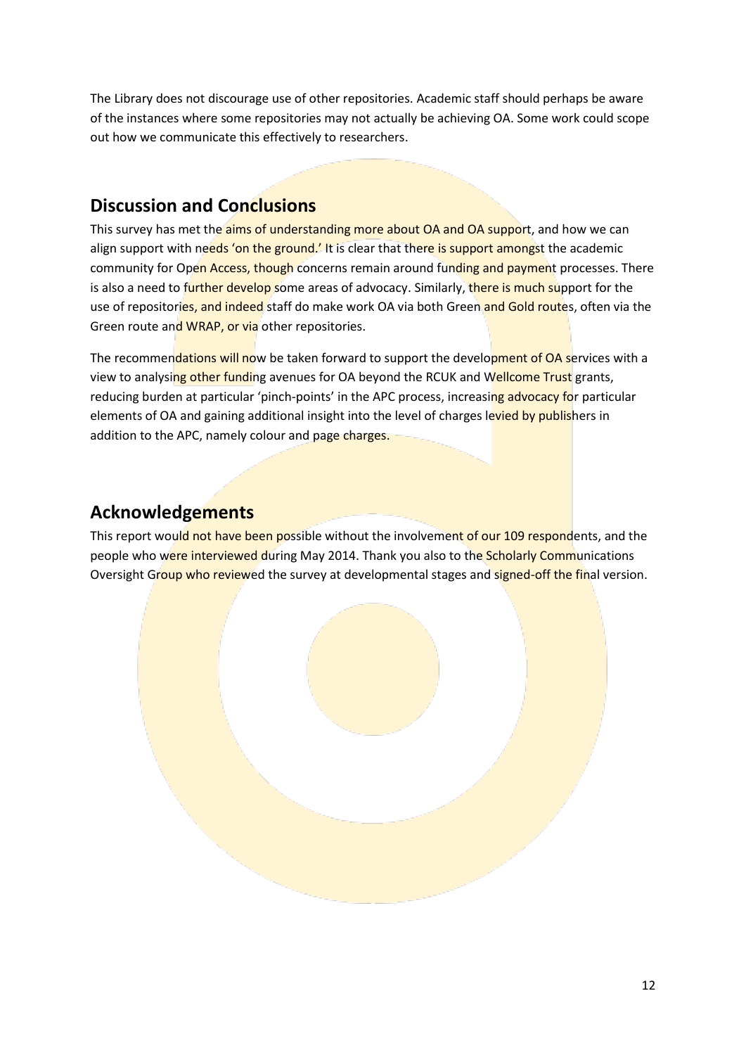The Library does not discourage use of other repositories. Academic staff should perhaps be aware of the instances where some repositories may not actually be achieving OA. Some work could scope out how we communicate this effectively to researchers.

## Discussion and Conclusions

This survey has met the aims of understanding more about OA and OA support, and how we can align support with needs 'on the ground.' It is clear that there is support amongst the academic community for Open Access, though concerns remain around funding and payment processes. There is also a need to further develop some areas of advocacy. Similarly, there is much support for the use of repositories, and indeed staff do make work OA via both Green and Gold routes, often via the Green route and WRAP, or via other repositories.

The recommendations will now be taken forward to support the development of OA services with a view to analysing other funding avenues for OA beyond the RCUK and Wellcome Trust grants, reducing burden at particular 'pinch-points' in the APC process, increasing advocacy for particular elements of OA and gaining additional insight into the level of charges levied by publishers in addition to the APC, namely colour and page charges.

## Acknowledgements

This report would not have been possible without the involvement of our 109 respondents, and the people who were interviewed during May 2014. Thank you also to the Scholarly Communications Oversight Group who reviewed the survey at developmental stages and signed-off the final version.